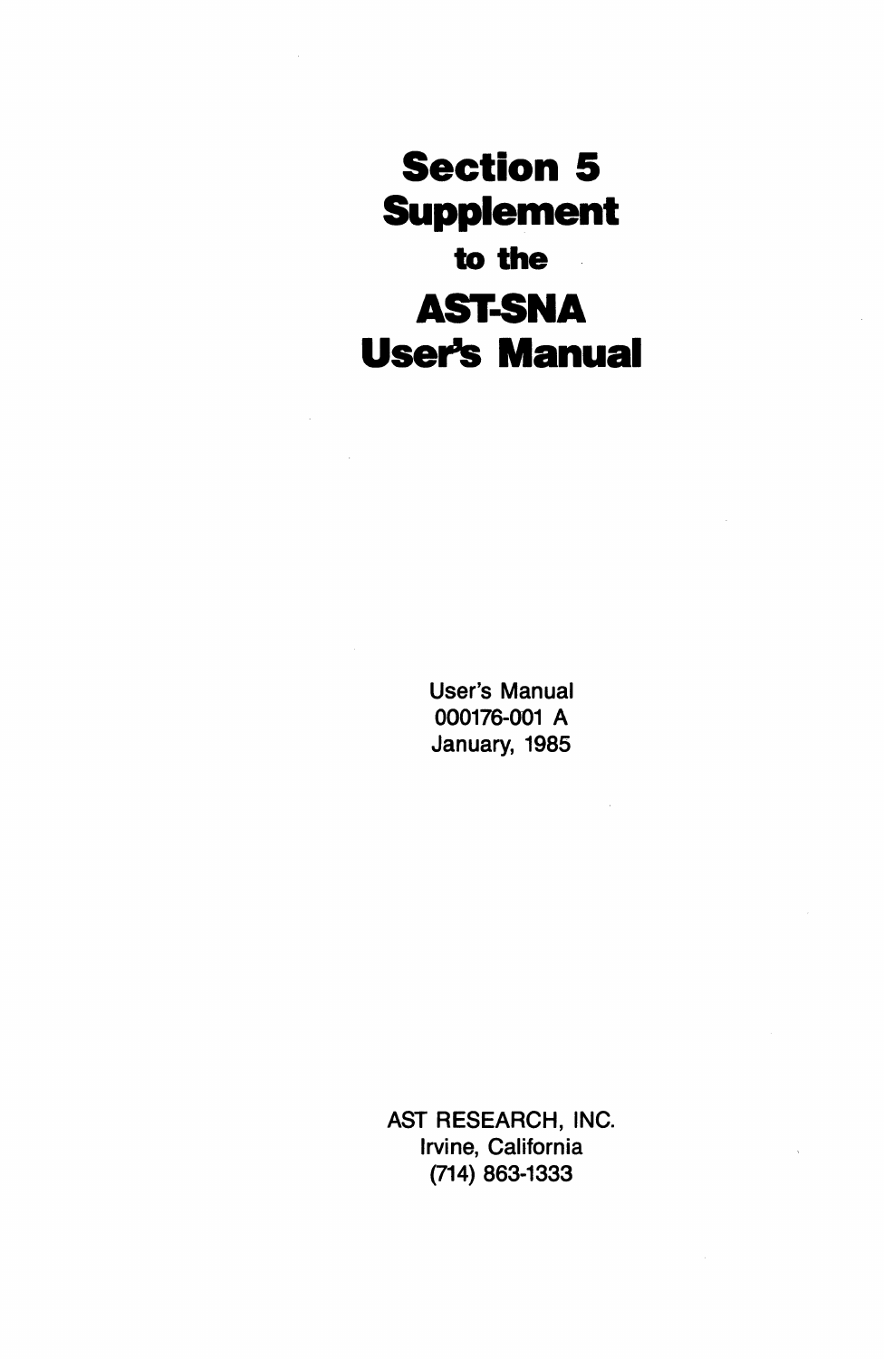# Section 5 Supplement to the AST-SNA User's Manual

User's Manual
000176-001 A
January, 1985

AST RESEARCH, INC.
Irvine, California
(714) 863-1333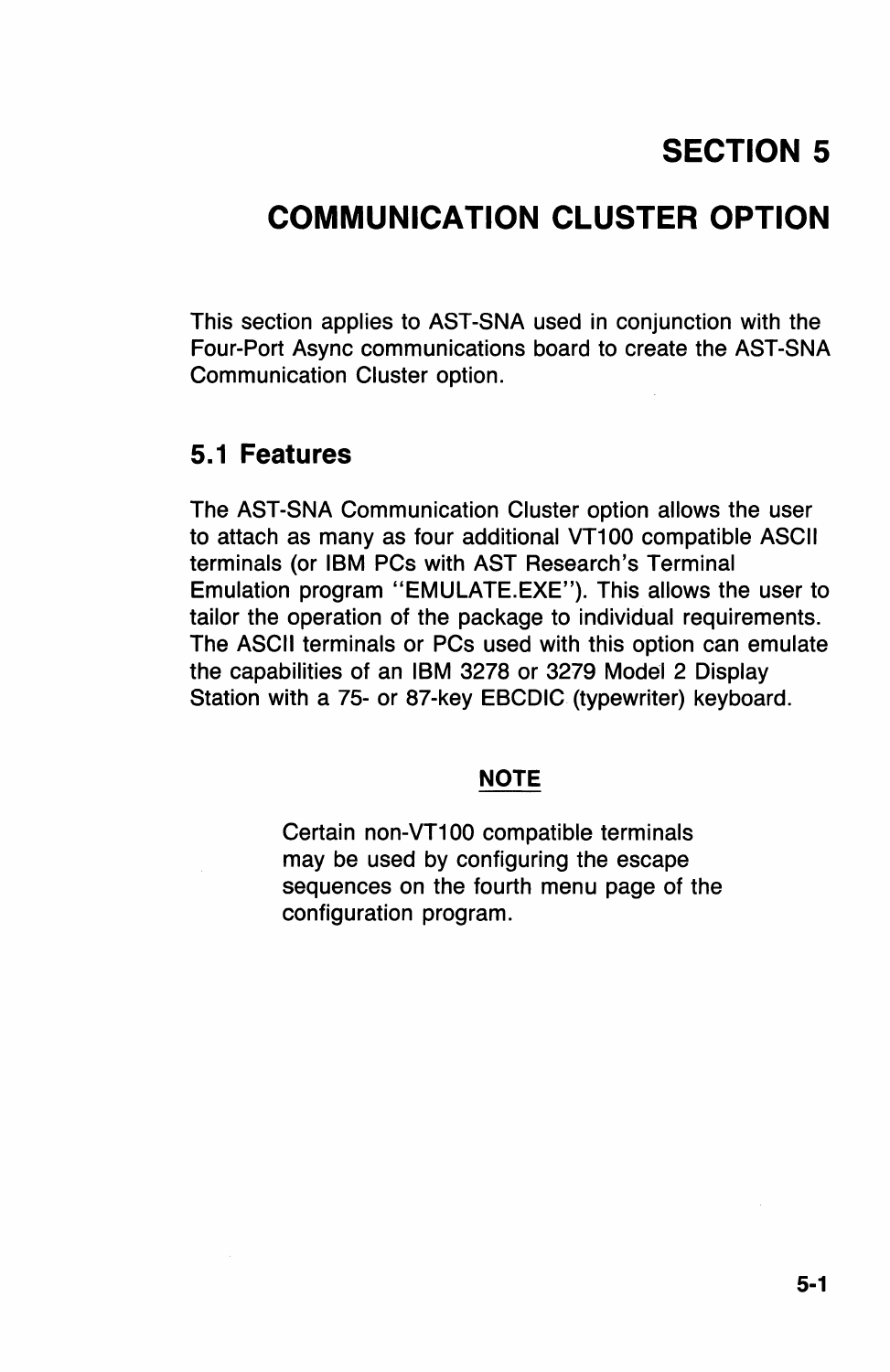# SECTION 5

# COMMUNICATION CLUSTER OPTION

This section applies to AST-SNA used in conjunction with the Four-Port Async communications board to create the AST-SNA Communication Cluster option.

## 5.1 Features

The AST-SNA Communication Cluster option allows the user to attach as many as four additional VT100 compatible ASCII terminals (or IBM PCs with AST Research's Terminal Emulation program "EMULATE.EXE"). This allows the user to tailor the operation of the package to individual requirements. The ASCII terminals or PCs used with this option can emulate the capabilities of an IBM 3278 or 3279 Model 2 Display Station with a 75- or 87-key EBCDIC (typewriter) keyboard.

**NOTE**

Certain non-VT100 compatible terminals may be used by configuring the escape sequences on the fourth menu page of the configuration program.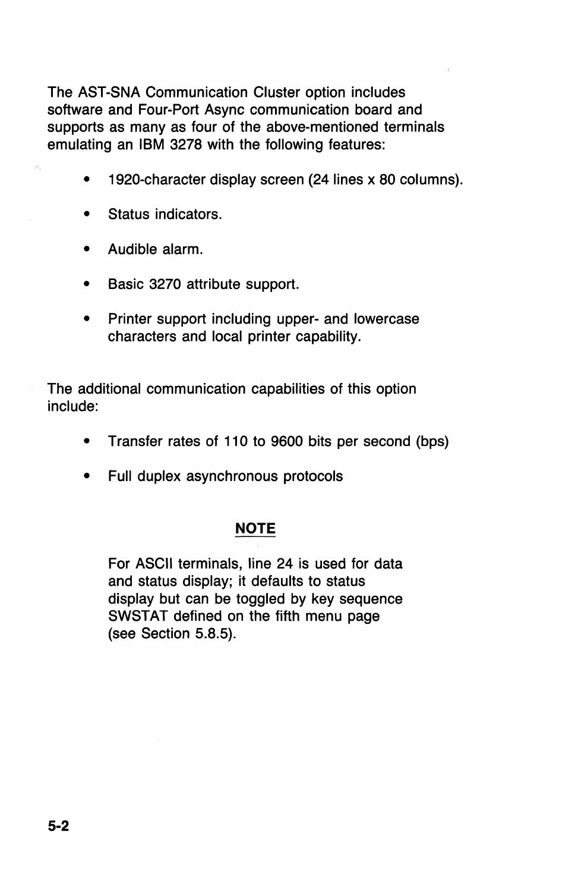The AST-SNA Communication Cluster option includes software and Four-Port Async communication board and supports as many as four of the above-mentioned terminals emulating an IBM 3278 with the following features:

- 1920-character display screen (24 lines x 80 columns).
- Status indicators.
- Audible alarm.
- Basic 3270 attribute support.
- Printer support including upper- and lowercase characters and local printer capability.

The additional communication capabilities of this option include:

- Transfer rates of 110 to 9600 bits per second (bps)
- Full duplex asynchronous protocols

**NOTE**

For ASCII terminals, line 24 is used for data and status display; it defaults to status display but can be toggled by key sequence SWSTAT defined on the fifth menu page (see Section 5.8.5).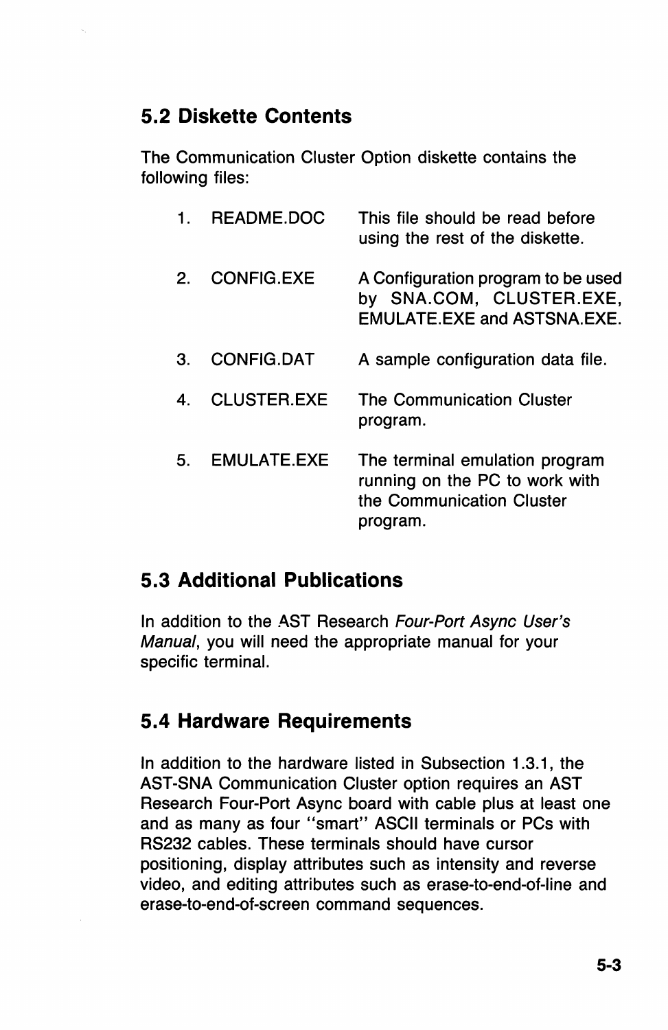## 5.2 Diskette Contents

The Communication Cluster Option diskette contains the following files:

1. README.DOC — This file should be read before using the rest of the diskette.
2. CONFIG.EXE — A Configuration program to be used by SNA.COM, CLUSTER.EXE, EMULATE.EXE and ASTSNA.EXE.
3. CONFIG.DAT — A sample configuration data file.
4. CLUSTER.EXE — The Communication Cluster program.
5. EMULATE.EXE — The terminal emulation program running on the PC to work with the Communication Cluster program.

## 5.3 Additional Publications

In addition to the AST Research *Four-Port Async User's Manual*, you will need the appropriate manual for your specific terminal.

## 5.4 Hardware Requirements

In addition to the hardware listed in Subsection 1.3.1, the AST-SNA Communication Cluster option requires an AST Research Four-Port Async board with cable plus at least one and as many as four "smart" ASCII terminals or PCs with RS232 cables. These terminals should have cursor positioning, display attributes such as intensity and reverse video, and editing attributes such as erase-to-end-of-line and erase-to-end-of-screen command sequences.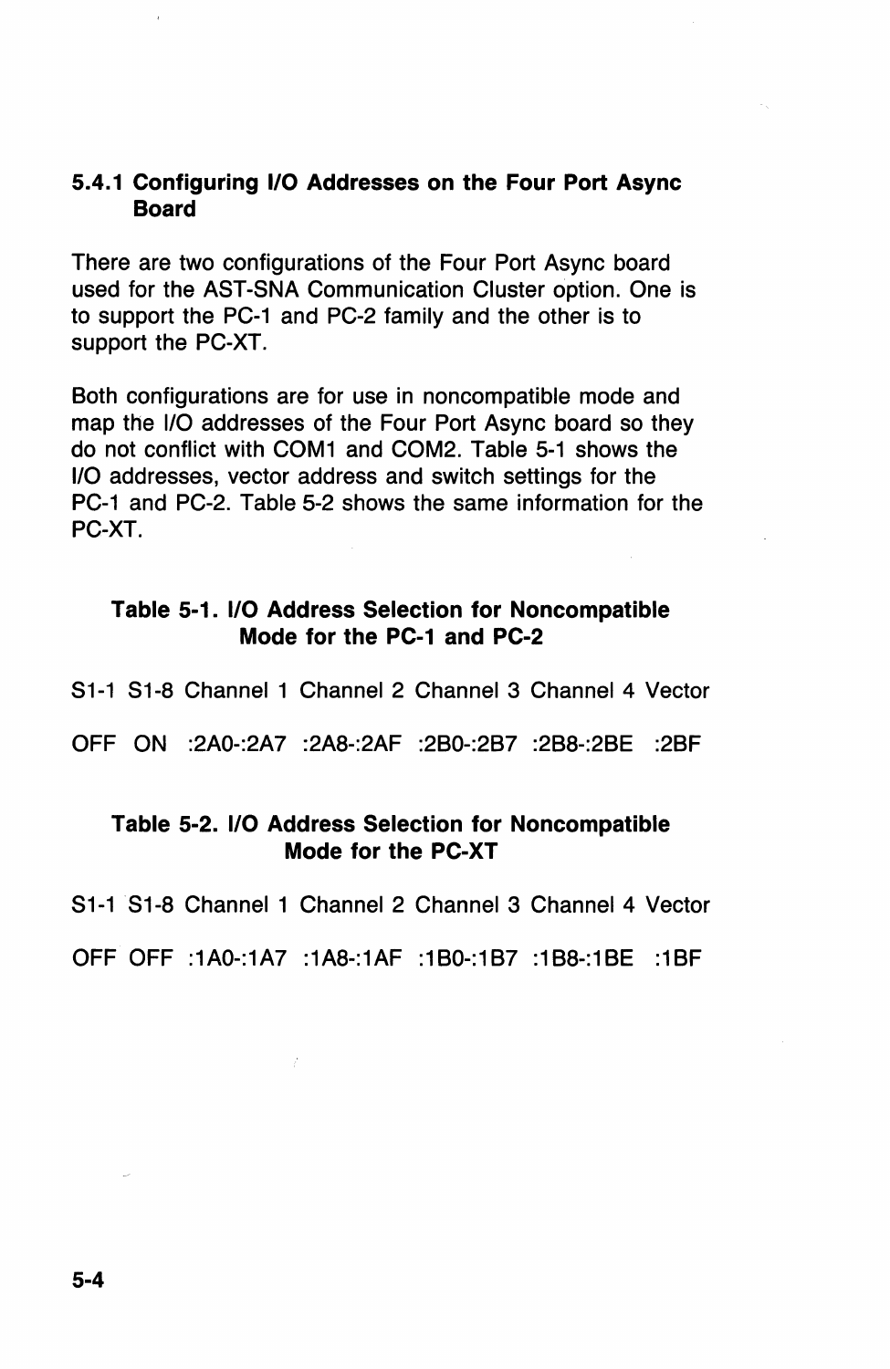### 5.4.1 Configuring I/O Addresses on the Four Port Async Board

There are two configurations of the Four Port Async board used for the AST-SNA Communication Cluster option. One is to support the PC-1 and PC-2 family and the other is to support the PC-XT.

Both configurations are for use in noncompatible mode and map the I/O addresses of the Four Port Async board so they do not conflict with COM1 and COM2. Table 5-1 shows the I/O addresses, vector address and switch settings for the PC-1 and PC-2. Table 5-2 shows the same information for the PC-XT.

**Table 5-1. I/O Address Selection for Noncompatible Mode for the PC-1 and PC-2**

| S1-1 | S1-8 | Channel 1 | Channel 2 | Channel 3 | Channel 4 | Vector |
|---|---|---|---|---|---|---|
| OFF | ON | :2A0-:2A7 | :2A8-:2AF | :2B0-:2B7 | :2B8-:2BE | :2BF |

**Table 5-2. I/O Address Selection for Noncompatible Mode for the PC-XT**

| S1-1 | S1-8 | Channel 1 | Channel 2 | Channel 3 | Channel 4 | Vector |
|---|---|---|---|---|---|---|
| OFF | OFF | :1A0-:1A7 | :1A8-:1AF | :1B0-:1B7 | :1B8-:1BE | :1BF |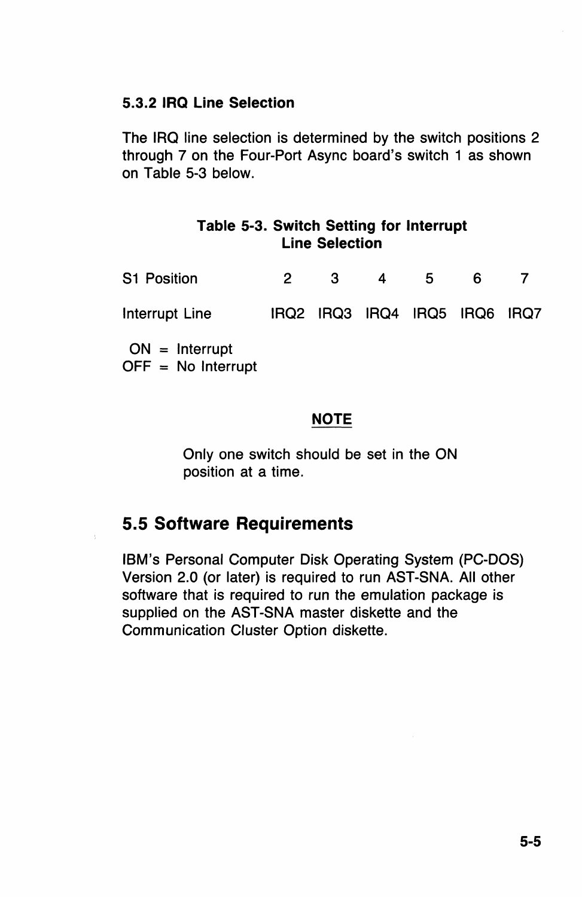### 5.3.2 IRQ Line Selection

The IRQ line selection is determined by the switch positions 2 through 7 on the Four-Port Async board's switch 1 as shown on Table 5-3 below.

**Table 5-3. Switch Setting for Interrupt Line Selection**

| S1 Position | 2 | 3 | 4 | 5 | 6 | 7 |
|---|---|---|---|---|---|---|
| Interrupt Line | IRQ2 | IRQ3 | IRQ4 | IRQ5 | IRQ6 | IRQ7 |

ON = Interrupt
OFF = No Interrupt

**NOTE**

Only one switch should be set in the ON position at a time.

## 5.5 Software Requirements

IBM's Personal Computer Disk Operating System (PC-DOS) Version 2.0 (or later) is required to run AST-SNA. All other software that is required to run the emulation package is supplied on the AST-SNA master diskette and the Communication Cluster Option diskette.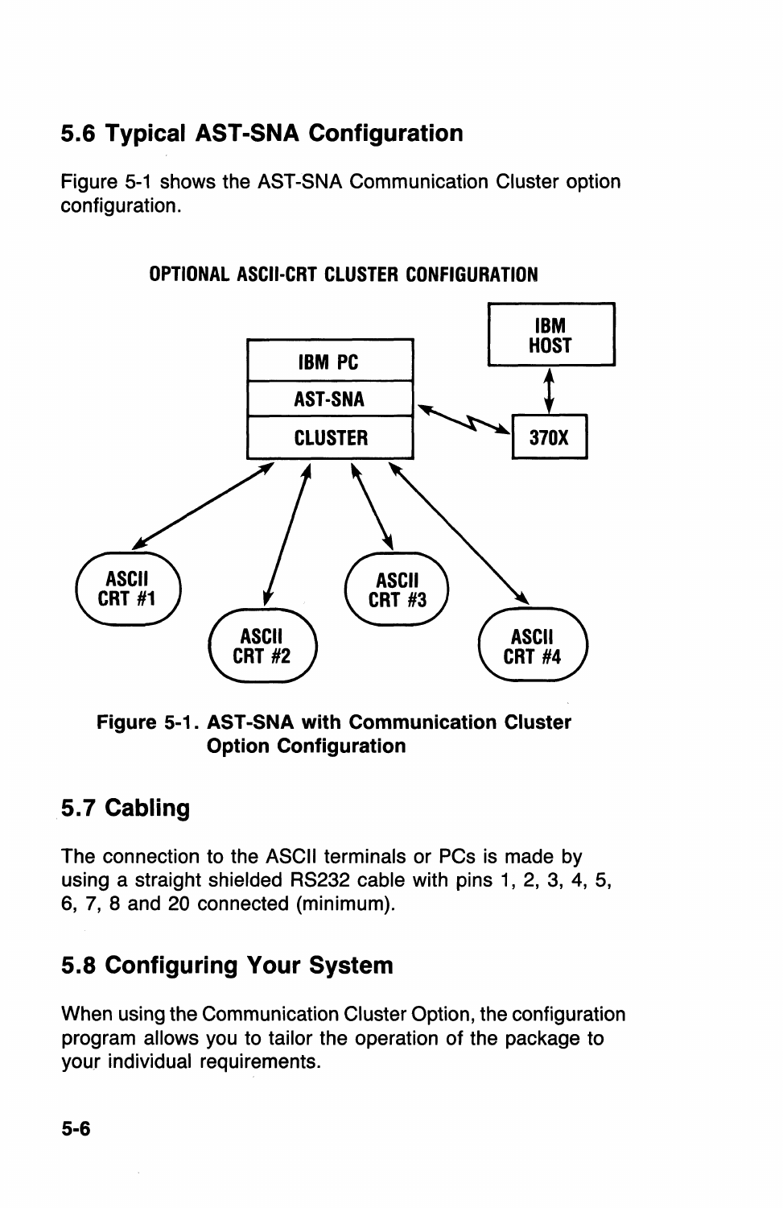## 5.6 Typical AST-SNA Configuration

Figure 5-1 shows the AST-SNA Communication Cluster option configuration.

**OPTIONAL ASCII-CRT CLUSTER CONFIGURATION**

IBM PC
AST-SNA
CLUSTER

IBM HOST

370X

ASCII CRT #1

ASCII CRT #2

ASCII CRT #3

ASCII CRT #4

**Figure 5-1. AST-SNA with Communication Cluster Option Configuration**

## 5.7 Cabling

The connection to the ASCII terminals or PCs is made by using a straight shielded RS232 cable with pins 1, 2, 3, 4, 5, 6, 7, 8 and 20 connected (minimum).

## 5.8 Configuring Your System

When using the Communication Cluster Option, the configuration program allows you to tailor the operation of the package to your individual requirements.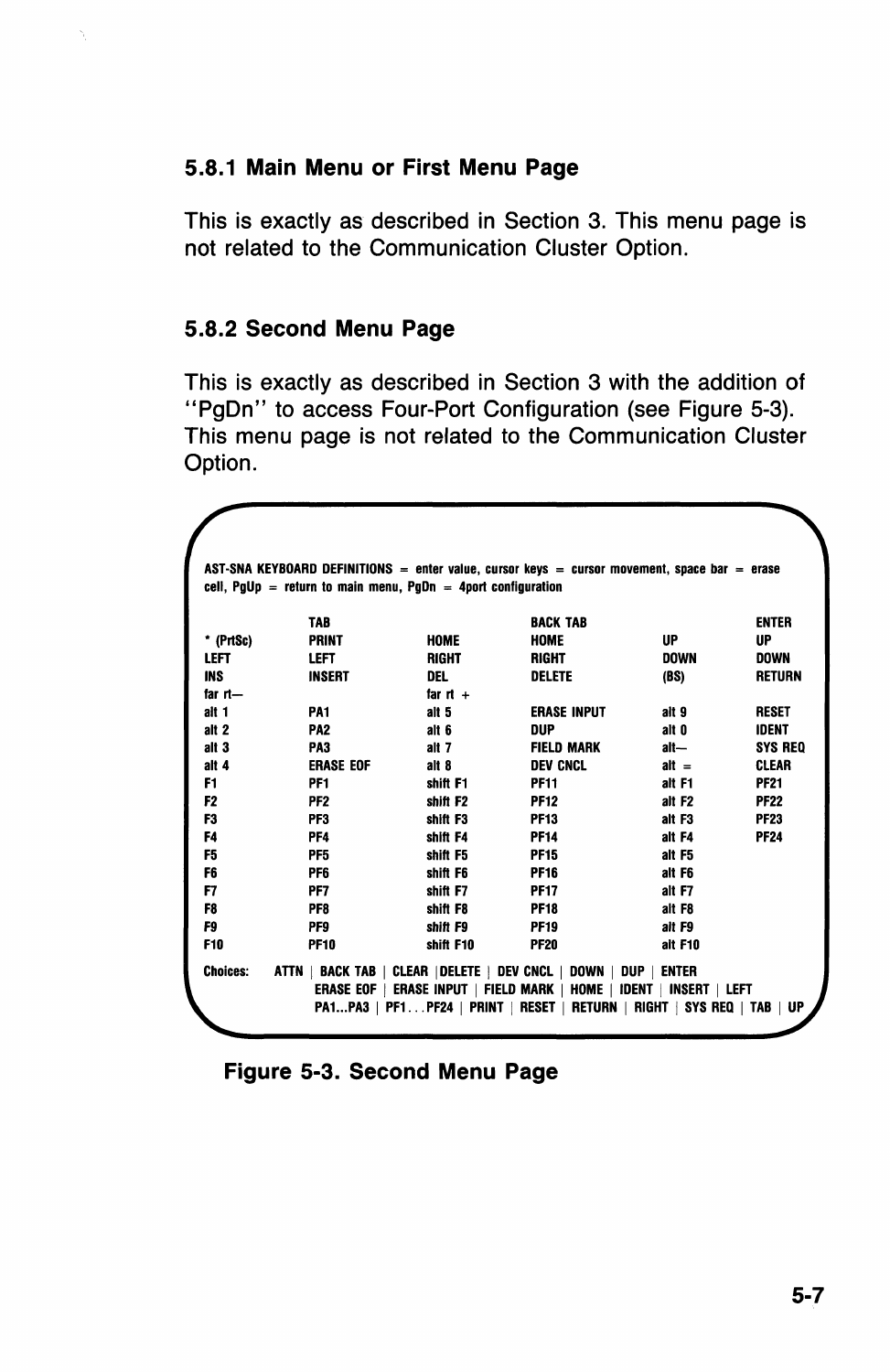### 5.8.1 Main Menu or First Menu Page

This is exactly as described in Section 3. This menu page is not related to the Communication Cluster Option.

### 5.8.2 Second Menu Page

This is exactly as described in Section 3 with the addition of "PgDn" to access Four-Port Configuration (see Figure 5-3). This menu page is not related to the Communication Cluster Option.

```
AST-SNA KEYBOARD DEFINITIONS = enter value, cursor keys = cursor movement, space bar = erase
cell, PgUp = return to main menu, PgDn = 4port configuration

             TAB                        BACK TAB                      ENTER
* (PrtSc)    PRINT         HOME         HOME            UP            UP
LEFT         LEFT          RIGHT        RIGHT           DOWN          DOWN
INS          INSERT        DEL          DELETE          (BS)          RETURN
far rt—                    far rt +
alt 1        PA1           alt 5        ERASE INPUT     alt 9         RESET
alt 2        PA2           alt 6        DUP             alt 0         IDENT
alt 3        PA3           alt 7        FIELD MARK      alt—          SYS REQ
alt 4        ERASE EOF     alt 8        DEV CNCL        alt =         CLEAR
F1           PF1           shift F1     PF11            alt F1        PF21
F2           PF2           shift F2     PF12            alt F2        PF22
F3           PF3           shift F3     PF13            alt F3        PF23
F4           PF4           shift F4     PF14            alt F4        PF24
F5           PF5           shift F5     PF15            alt F5
F6           PF6           shift F6     PF16            alt F6
F7           PF7           shift F7     PF17            alt F7
F8           PF8           shift F8     PF18            alt F8
F9           PF9           shift F9     PF19            alt F9
F10          PF10          shift F10    PF20            alt F10

Choices:  ATTN | BACK TAB | CLEAR |DELETE | DEV CNCL | DOWN | DUP | ENTER
          ERASE EOF | ERASE INPUT | FIELD MARK | HOME | IDENT | INSERT | LEFT
          PA1...PA3 | PF1...PF24 | PRINT | RESET | RETURN | RIGHT | SYS REQ | TAB | UP
```

**Figure 5-3. Second Menu Page**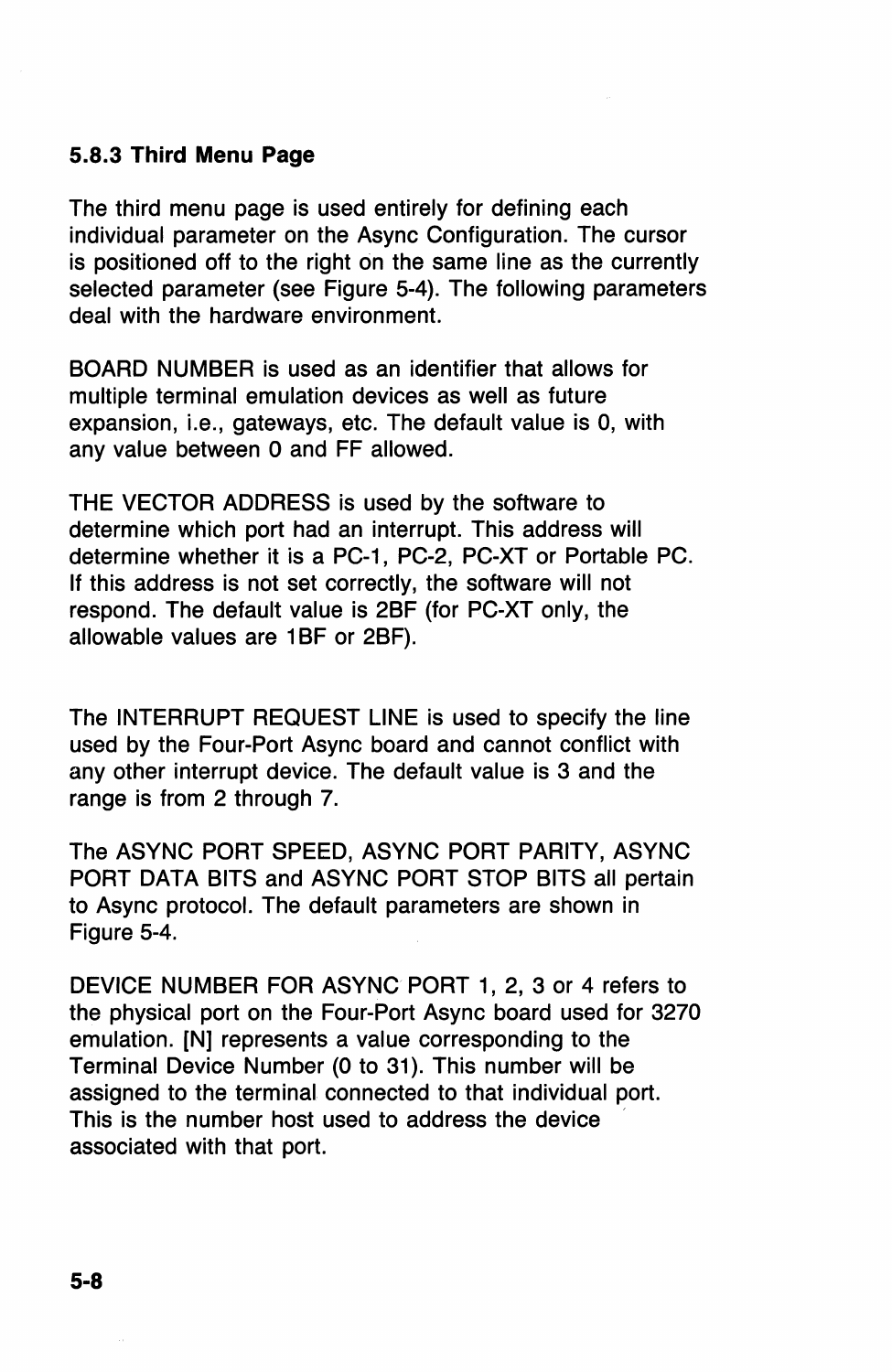### 5.8.3 Third Menu Page

The third menu page is used entirely for defining each individual parameter on the Async Configuration. The cursor is positioned off to the right on the same line as the currently selected parameter (see Figure 5-4). The following parameters deal with the hardware environment.

BOARD NUMBER is used as an identifier that allows for multiple terminal emulation devices as well as future expansion, i.e., gateways, etc. The default value is 0, with any value between 0 and FF allowed.

THE VECTOR ADDRESS is used by the software to determine which port had an interrupt. This address will determine whether it is a PC-1, PC-2, PC-XT or Portable PC. If this address is not set correctly, the software will not respond. The default value is 2BF (for PC-XT only, the allowable values are 1BF or 2BF).

The INTERRUPT REQUEST LINE is used to specify the line used by the Four-Port Async board and cannot conflict with any other interrupt device. The default value is 3 and the range is from 2 through 7.

The ASYNC PORT SPEED, ASYNC PORT PARITY, ASYNC PORT DATA BITS and ASYNC PORT STOP BITS all pertain to Async protocol. The default parameters are shown in Figure 5-4.

DEVICE NUMBER FOR ASYNC PORT 1, 2, 3 or 4 refers to the physical port on the Four-Port Async board used for 3270 emulation. [N] represents a value corresponding to the Terminal Device Number (0 to 31). This number will be assigned to the terminal connected to that individual port. This is the number host used to address the device associated with that port.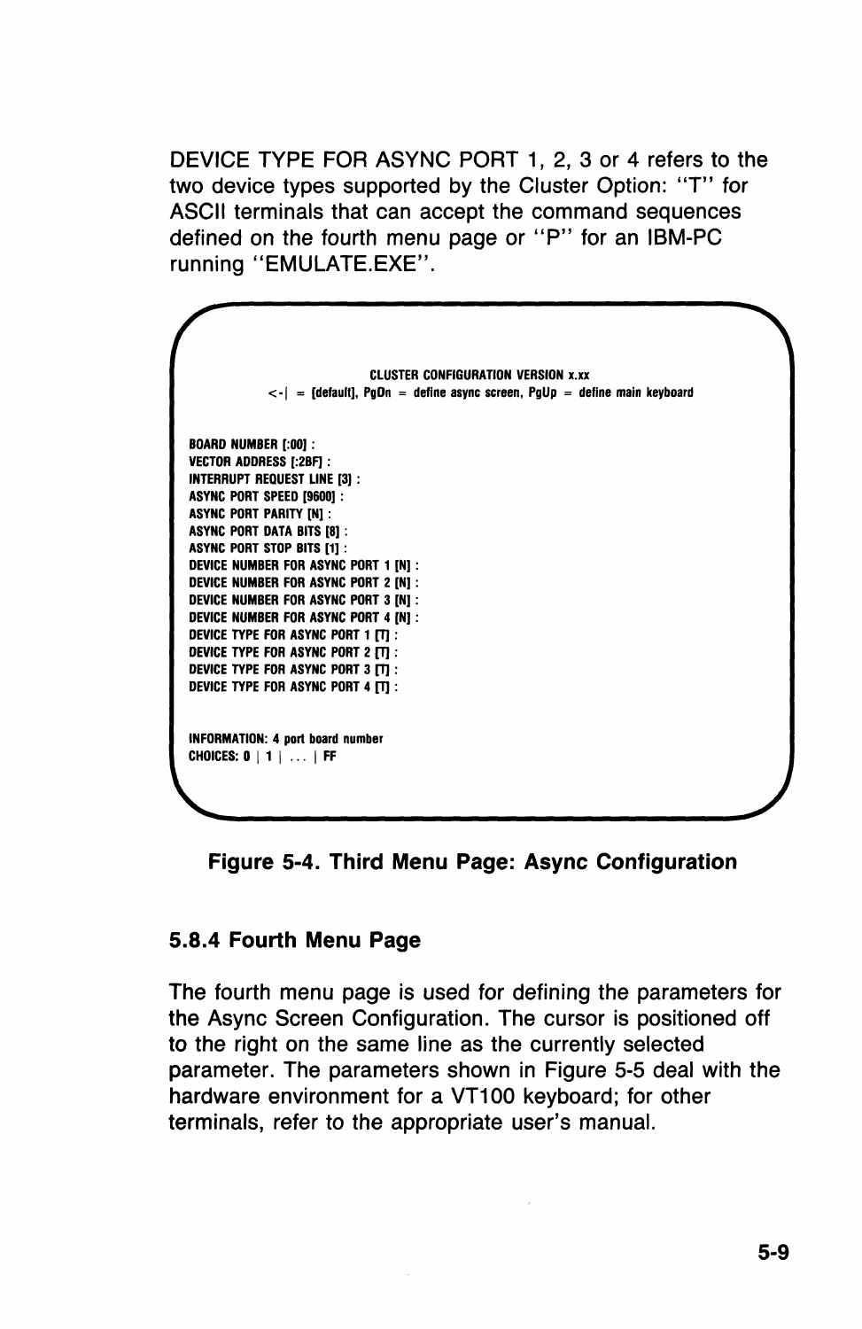DEVICE TYPE FOR ASYNC PORT 1, 2, 3 or 4 refers to the two device types supported by the Cluster Option: "T" for ASCII terminals that can accept the command sequences defined on the fourth menu page or "P" for an IBM-PC running "EMULATE.EXE".

```
                         CLUSTER CONFIGURATION VERSION x.xx
       <-| = [default], PgDn = define async screen, PgUp = define main keyboard

BOARD NUMBER [:00] :
VECTOR ADDRESS [:2BF] :
INTERRUPT REQUEST LINE [3] :
ASYNC PORT SPEED [9600] :
ASYNC PORT PARITY [N] :
ASYNC PORT DATA BITS [8] :
ASYNC PORT STOP BITS [1] :
DEVICE NUMBER FOR ASYNC PORT 1 [N] :
DEVICE NUMBER FOR ASYNC PORT 2 [N] :
DEVICE NUMBER FOR ASYNC PORT 3 [N] :
DEVICE NUMBER FOR ASYNC PORT 4 [N] :
DEVICE TYPE FOR ASYNC PORT 1 [T] :
DEVICE TYPE FOR ASYNC PORT 2 [T] :
DEVICE TYPE FOR ASYNC PORT 3 [T] :
DEVICE TYPE FOR ASYNC PORT 4 [T] :


INFORMATION: 4 port board number
CHOICES: 0 | 1 | ... | FF
```

**Figure 5-4. Third Menu Page: Async Configuration**

### 5.8.4 Fourth Menu Page

The fourth menu page is used for defining the parameters for the Async Screen Configuration. The cursor is positioned off to the right on the same line as the currently selected parameter. The parameters shown in Figure 5-5 deal with the hardware environment for a VT100 keyboard; for other terminals, refer to the appropriate user's manual.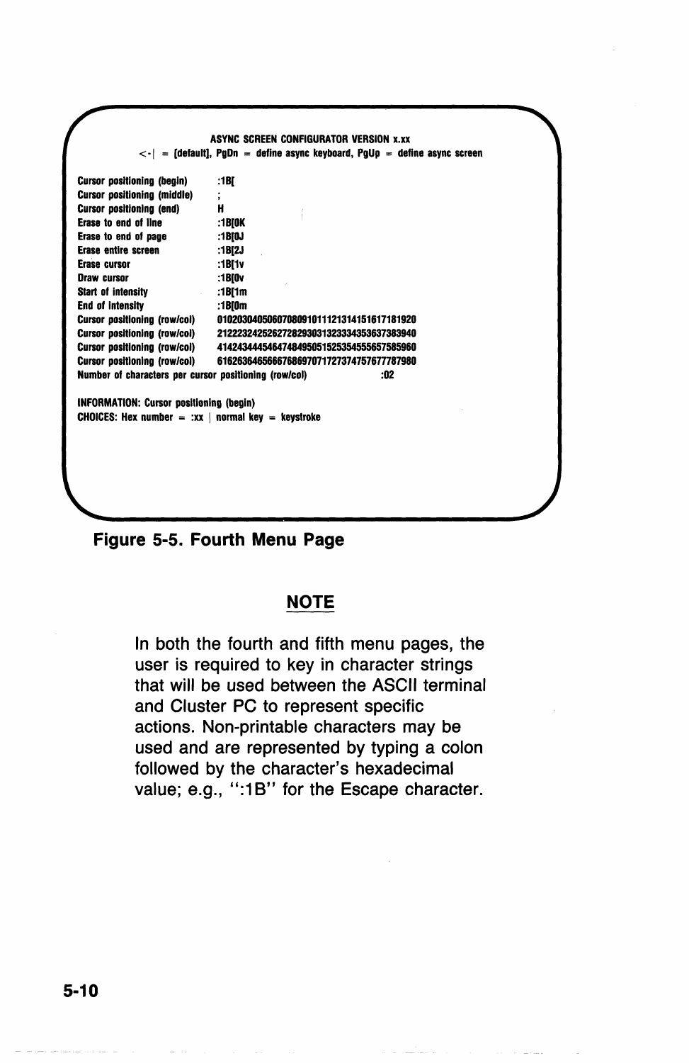```
                    ASYNC SCREEN CONFIGURATOR VERSION x.xx
        <-| = [default], PgDn = define async keyboard, PgUp = define async screen

Cursor positioning (begin)      :1B[
Cursor positioning (middle)     ;
Cursor positioning (end)        H
Erase to end of line            :1B[0K
Erase to end of page            :1B[0J
Erase entire screen             :1B[2J
Erase cursor                    :1B[1v
Draw cursor                     :1B[0v
Start of intensity              :1B[1m
End of intensity                :1B[0m
Cursor positioning (row/col)    01020304050607080910111213141516171819 20
Cursor positioning (row/col)    2122232425262728293031323334353637383940
Cursor positioning (row/col)    4142434445464748495051525354555657585960
Cursor positioning (row/col)    6162636465666768697071727374757677787980
Number of characters per cursor positioning (row/col)          :02

INFORMATION: Cursor positioning (begin)
CHOICES: Hex number = :xx | normal key = keystroke
```

**Figure 5-5. Fourth Menu Page**

## NOTE

In both the fourth and fifth menu pages, the user is required to key in character strings that will be used between the ASCII terminal and Cluster PC to represent specific actions. Non-printable characters may be used and are represented by typing a colon followed by the character's hexadecimal value; e.g., ":1B" for the Escape character.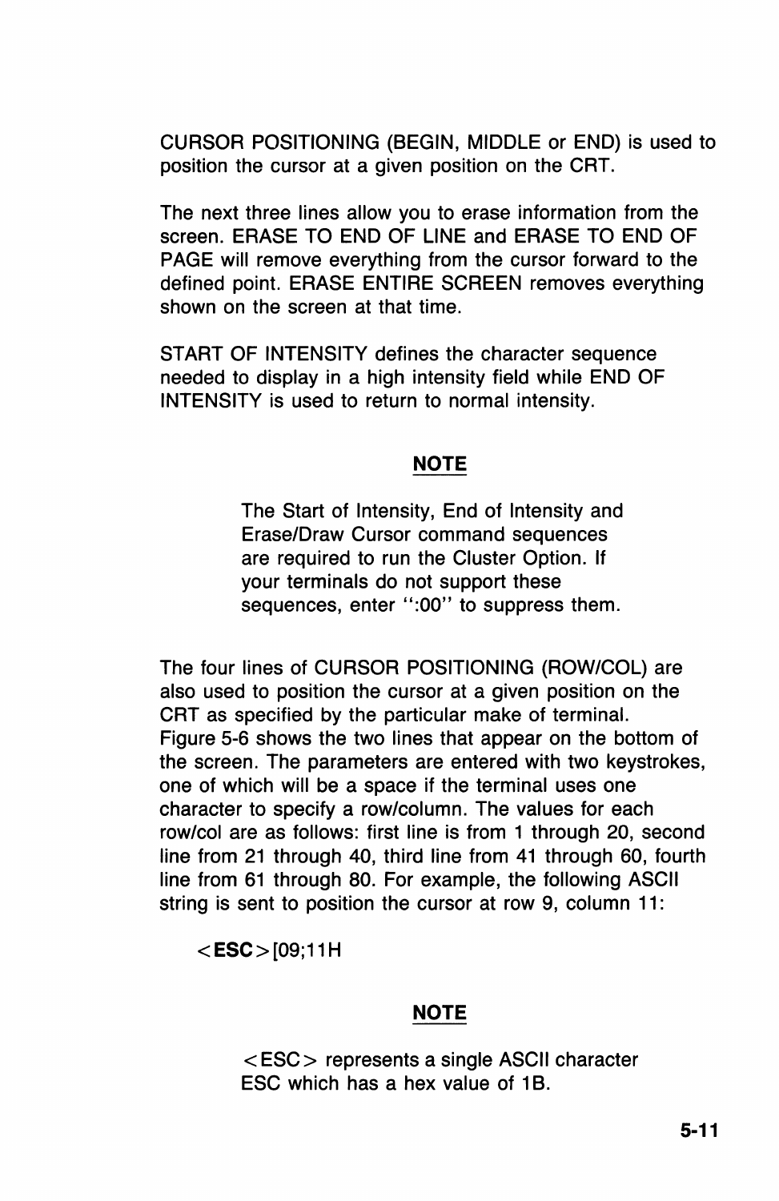CURSOR POSITIONING (BEGIN, MIDDLE or END) is used to position the cursor at a given position on the CRT.

The next three lines allow you to erase information from the screen. ERASE TO END OF LINE and ERASE TO END OF PAGE will remove everything from the cursor forward to the defined point. ERASE ENTIRE SCREEN removes everything shown on the screen at that time.

START OF INTENSITY defines the character sequence needed to display in a high intensity field while END OF INTENSITY is used to return to normal intensity.

**NOTE**

> The Start of Intensity, End of Intensity and Erase/Draw Cursor command sequences are required to run the Cluster Option. If your terminals do not support these sequences, enter ":00" to suppress them.

The four lines of CURSOR POSITIONING (ROW/COL) are also used to position the cursor at a given position on the CRT as specified by the particular make of terminal. Figure 5-6 shows the two lines that appear on the bottom of the screen. The parameters are entered with two keystrokes, one of which will be a space if the terminal uses one character to specify a row/column. The values for each row/col are as follows: first line is from 1 through 20, second line from 21 through 40, third line from 41 through 60, fourth line from 61 through 80. For example, the following ASCII string is sent to position the cursor at row 9, column 11:

<**ESC**>[09;11H

**NOTE**

> <ESC> represents a single ASCII character ESC which has a hex value of 1B.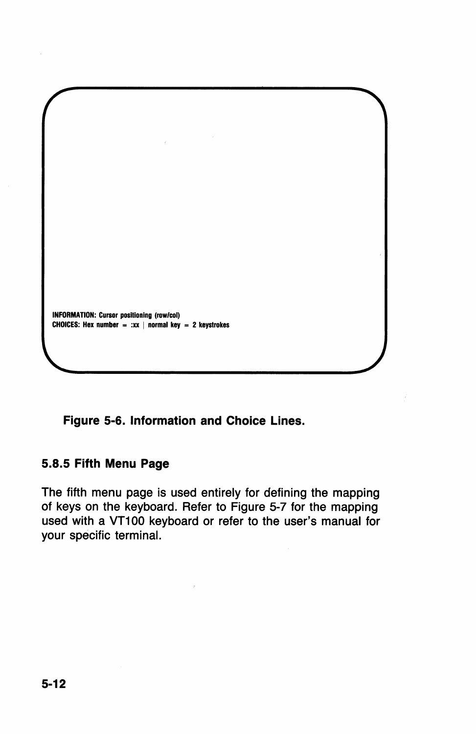```
INFORMATION: Cursor positioning (row/col)
CHOICES: Hex number = :xx | normal key = 2 keystrokes
```

**Figure 5-6. Information and Choice Lines.**

### 5.8.5 Fifth Menu Page

The fifth menu page is used entirely for defining the mapping of keys on the keyboard. Refer to Figure 5-7 for the mapping used with a VT100 keyboard or refer to the user's manual for your specific terminal.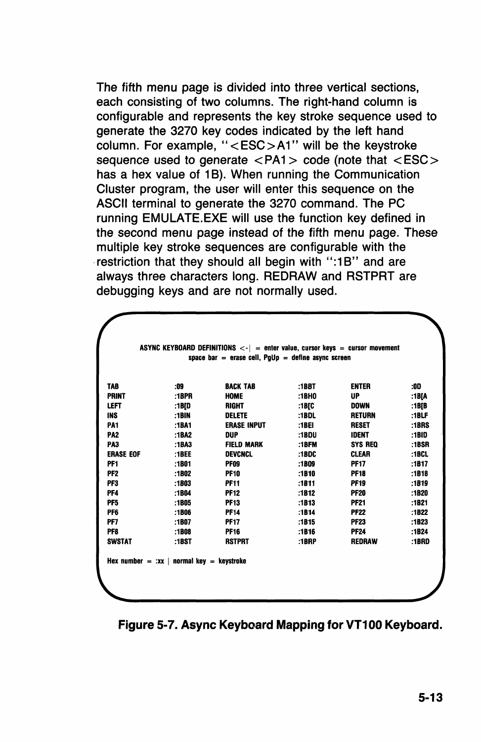The fifth menu page is divided into three vertical sections, each consisting of two columns. The right-hand column is configurable and represents the key stroke sequence used to generate the 3270 key codes indicated by the left hand column. For example, "<ESC>A1" will be the keystroke sequence used to generate <PA1> code (note that <ESC> has a hex value of 1B). When running the Communication Cluster program, the user will enter this sequence on the ASCII terminal to generate the 3270 command. The PC running EMULATE.EXE will use the function key defined in the second menu page instead of the fifth menu page. These multiple key stroke sequences are configurable with the restriction that they should all begin with ":1B" and are always three characters long. REDRAW and RSTPRT are debugging keys and are not normally used.

**ASYNC KEYBOARD DEFINITIONS <-| = enter value, cursor keys = cursor movement**
**space bar = erase cell, PgUp = define async screen**

| | | | | | |
|---|---|---|---|---|---|
| TAB | :09 | BACK TAB | :1BBT | ENTER | :0D |
| PRINT | :1BPR | HOME | :1BHO | UP | :1B[A |
| LEFT | :1B[D | RIGHT | :1B[C | DOWN | :1B[B |
| INS | :1BIN | DELETE | :1BDL | RETURN | :1BLF |
| PA1 | :1BA1 | ERASE INPUT | :1BEI | RESET | :1BRS |
| PA2 | :1BA2 | DUP | :1BDU | IDENT | :1BID |
| PA3 | :1BA3 | FIELD MARK | :1BFM | SYS REQ | :1BSR |
| ERASE EOF | :1BEE | DEVCNCL | :1BDC | CLEAR | :1BCL |
| PF1 | :1B01 | PF09 | :1B09 | PF17 | :1B17 |
| PF2 | :1B02 | PF10 | :1B10 | PF18 | :1B18 |
| PF3 | :1B03 | PF11 | :1B11 | PF19 | :1B19 |
| PF4 | :1B04 | PF12 | :1B12 | PF20 | :1B20 |
| PF5 | :1B05 | PF13 | :1B13 | PF21 | :1B21 |
| PF6 | :1B06 | PF14 | :1B14 | PF22 | :1B22 |
| PF7 | :1B07 | PF17 | :1B15 | PF23 | :1B23 |
| PF8 | :1B08 | PF16 | :1B16 | PF24 | :1B24 |
| SWSTAT | :1BST | RSTPRT | :1BRP | REDRAW | :1BRD |

**Hex number = :xx | normal key = keystroke**

**Figure 5-7. Async Keyboard Mapping for VT100 Keyboard.**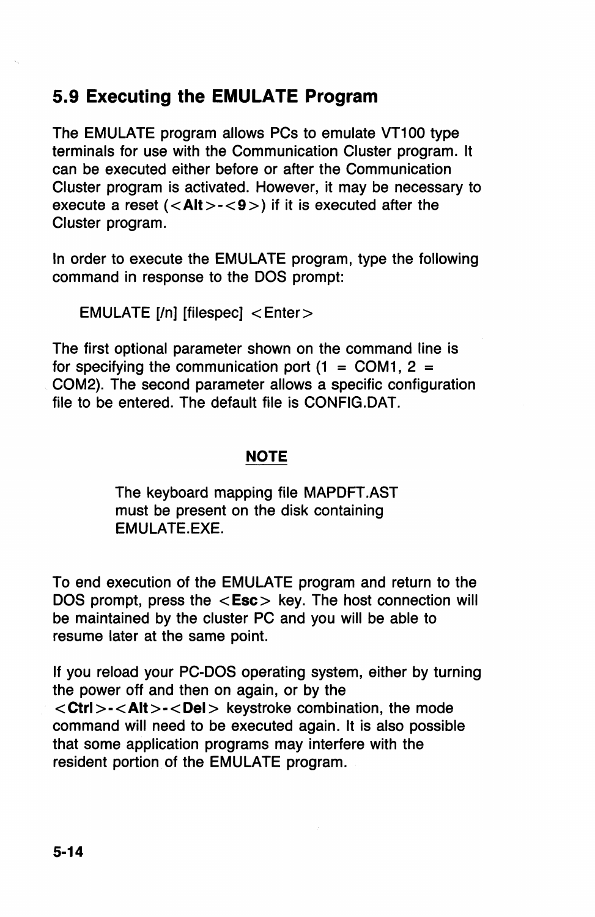## 5.9 Executing the EMULATE Program

The EMULATE program allows PCs to emulate VT100 type terminals for use with the Communication Cluster program. It can be executed either before or after the Communication Cluster program is activated. However, it may be necessary to execute a reset (<**Alt**>-<**9**>) if it is executed after the Cluster program.

In order to execute the EMULATE program, type the following command in response to the DOS prompt:

```
EMULATE [/n] [filespec] <Enter>
```

The first optional parameter shown on the command line is for specifying the communication port (1 = COM1, 2 = COM2). The second parameter allows a specific configuration file to be entered. The default file is CONFIG.DAT.

**NOTE**

The keyboard mapping file MAPDFT.AST must be present on the disk containing EMULATE.EXE.

To end execution of the EMULATE program and return to the DOS prompt, press the <**Esc**> key. The host connection will be maintained by the cluster PC and you will be able to resume later at the same point.

If you reload your PC-DOS operating system, either by turning the power off and then on again, or by the <**Ctrl**>-<**Alt**>-<**Del**> keystroke combination, the mode command will need to be executed again. It is also possible that some application programs may interfere with the resident portion of the EMULATE program.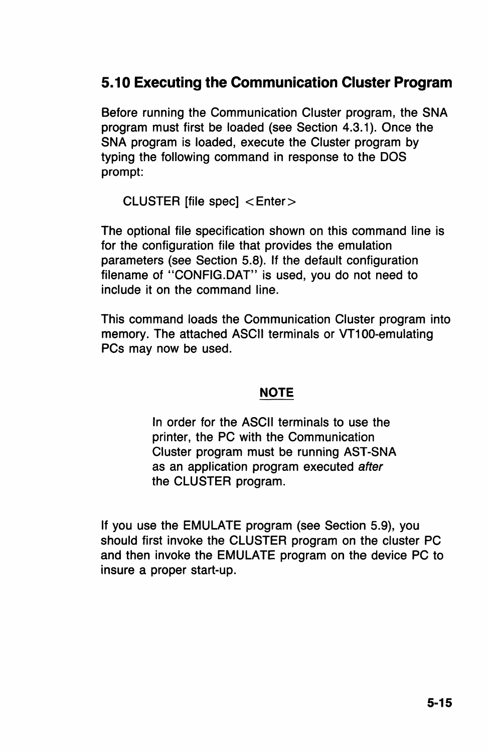## 5.10 Executing the Communication Cluster Program

Before running the Communication Cluster program, the SNA program must first be loaded (see Section 4.3.1). Once the SNA program is loaded, execute the Cluster program by typing the following command in response to the DOS prompt:

```
CLUSTER [file spec] <Enter>
```

The optional file specification shown on this command line is for the configuration file that provides the emulation parameters (see Section 5.8). If the default configuration filename of "CONFIG.DAT" is used, you do not need to include it on the command line.

This command loads the Communication Cluster program into memory. The attached ASCII terminals or VT100-emulating PCs may now be used.

**NOTE**

In order for the ASCII terminals to use the printer, the PC with the Communication Cluster program must be running AST-SNA as an application program executed *after* the CLUSTER program.

If you use the EMULATE program (see Section 5.9), you should first invoke the CLUSTER program on the cluster PC and then invoke the EMULATE program on the device PC to insure a proper start-up.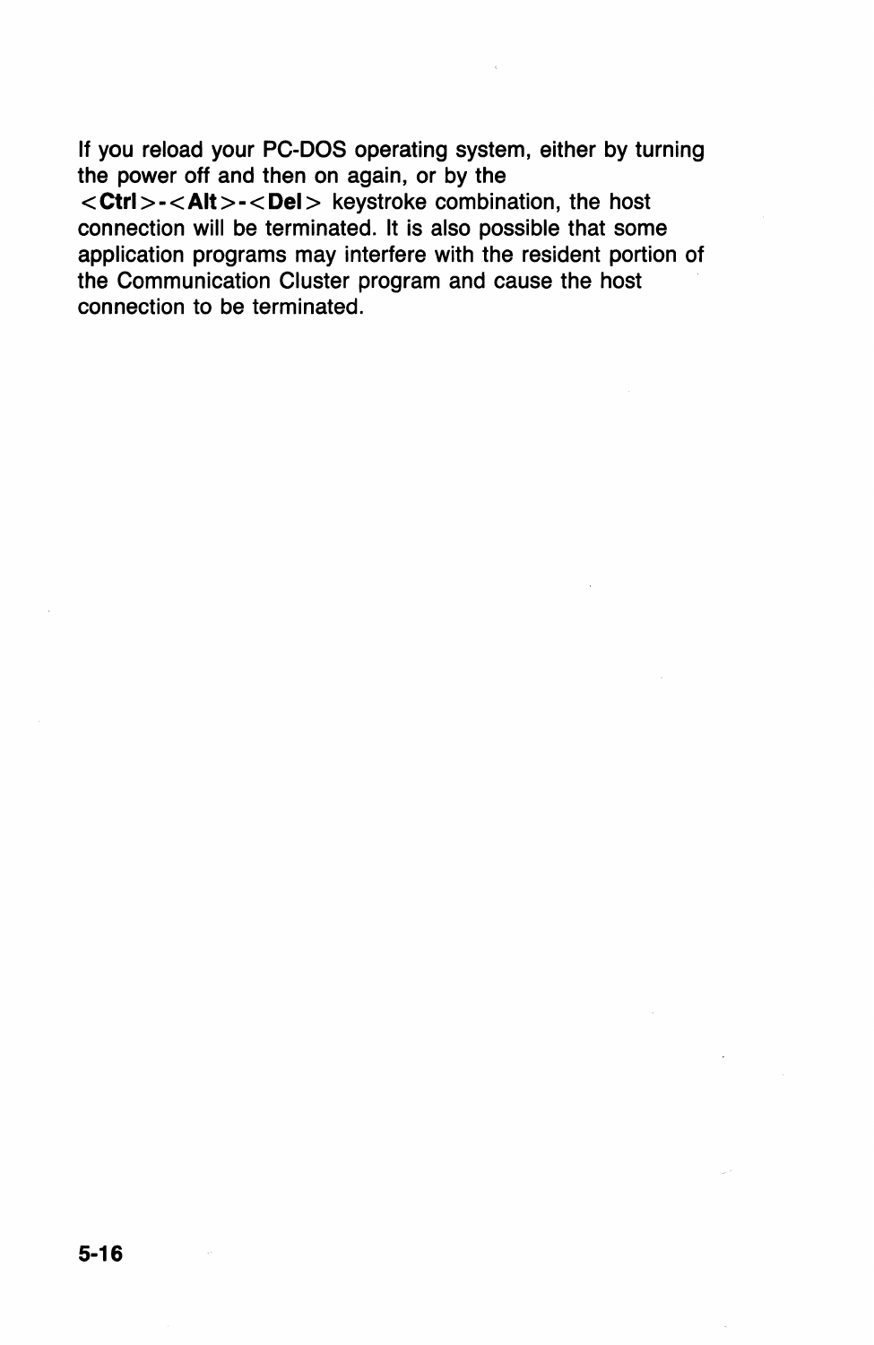If you reload your PC-DOS operating system, either by turning the power off and then on again, or by the <**Ctrl**>-<**Alt**>-<**Del**> keystroke combination, the host connection will be terminated. It is also possible that some application programs may interfere with the resident portion of the Communication Cluster program and cause the host connection to be terminated.